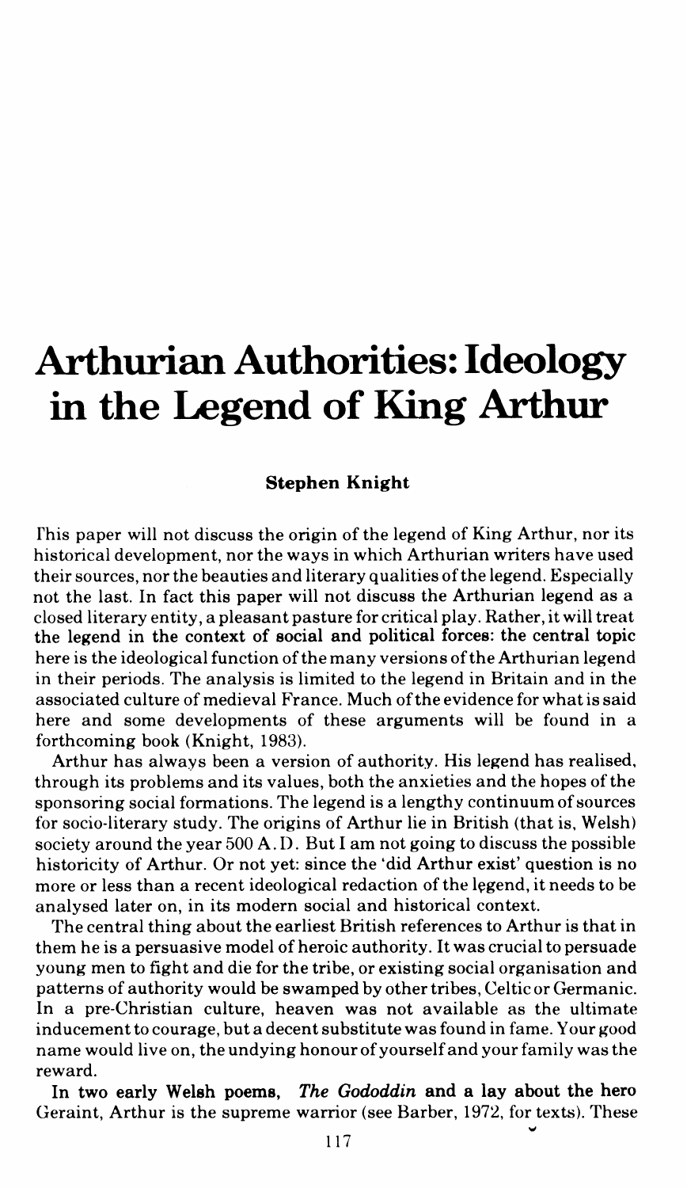# Arthurian Authorities: Ideology in the Legend of King Arthur

**Stephen Knight**

This paper will not discuss the origin of the legend of King Arthur, nor its historical development, nor the ways in which Arthurian writers have used their sources, nor the beauties and literary qualities of the legend. Especially not the last. In fact this paper will not discuss the Arthurian legend as a closed literary entity, a pleasant pasture for critical play. Rather, it will treat the legend in the context of social and political forces: the central topic here is the ideological function of the many versions of the Arthurian legend in their periods. The analysis is limited to the legend in Britain and in the associated culture of medieval France. Much of the evidence for what is said here and some developments of these arguments will be found in a forthcoming book (Knight, 1983).

Arthur has always been a version of authority. His legend has realised, through its problems and its values, both the anxieties and the hopes of the sponsoring social formations. The legend is a lengthy continuum of sources for socio-literary study. The origins of Arthur lie in British (that is, Welsh) society around the year 500 A.D. But I am not going to discuss the possible historicity of Arthur. Or not yet: since the 'did Arthur exist' question is no more or less than a recent ideological redaction of the legend, it needs to be analysed later on, in its modern social and historical context.

The central thing about the earliest British references to Arthur is that in them he is a persuasive model of heroic authority. It was crucial to persuade young men to fight and die for the tribe, or existing social organisation and patterns of authority would be swamped by other tribes, Celtic or Germanic. In a pre-Christian culture, heaven was not available as the ultimate inducement to courage, but a decent substitute was found in fame. Your good name would live on, the undying honour of yourself and your family was the reward.

In two early Welsh poems, *The Gododdin* and a lay about the hero Geraint, Arthur is the supreme warrior (see Barber, 1972, for texts). These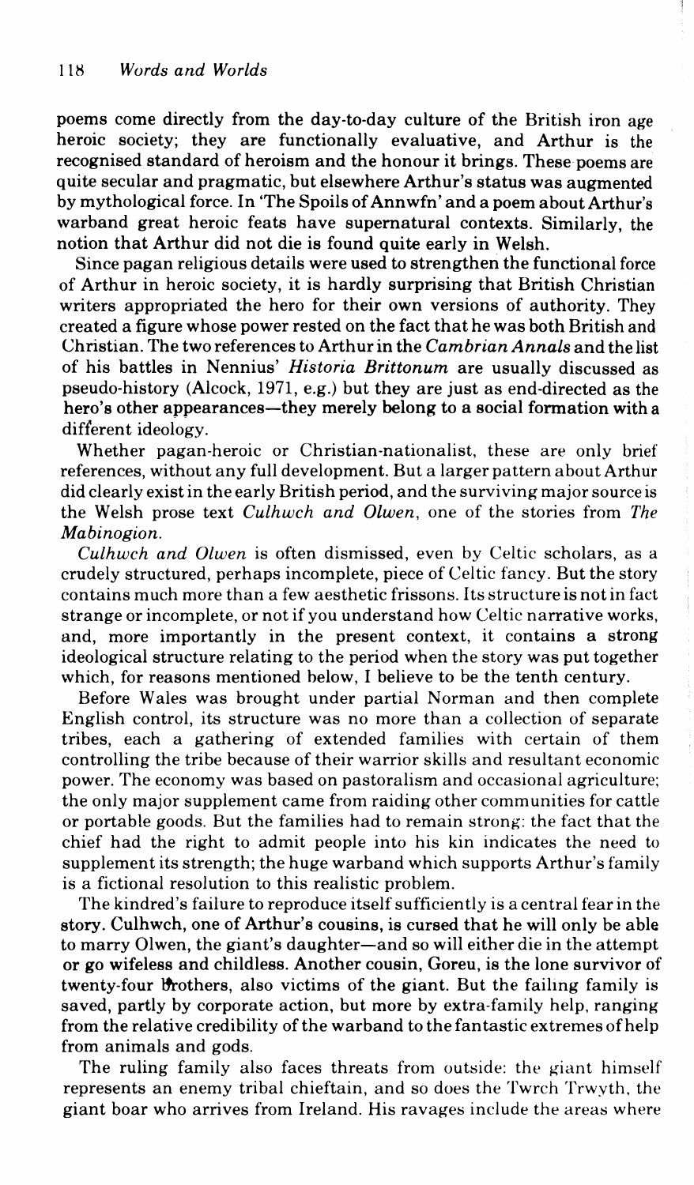poems come directly from the day-to-day culture of the British iron age heroic society; they are functionally evaluative, and Arthur is the recognised standard of heroism and the honour it brings. These poems are quite secular and pragmatic, but elsewhere Arthur's status was augmented by mythological force. In 'The Spoils of Annwfn' and a poem about Arthur's warband great heroic feats have supernatural contexts. Similarly, the notion that Arthur did not die is found quite early in Welsh.

Since pagan religious details were used to strengthen the functional force of Arthur in heroic society, it is hardly surprising that British Christian writers appropriated the hero for their own versions of authority. They created a figure whose power rested on the fact that he was both British and Christian. The two references to Arthur in the *Cambrian Annals* and the list of his battles in Nennius' *Historia Brittonum* are usually discussed as pseudo-history (Alcock, 1971, e.g.) but they are just as end-directed as the hero's other appearances—they merely belong to a social formation with a different ideology.

Whether pagan-heroic or Christian-nationalist, these are only brief references, without any full development. But a larger pattern about Arthur did clearly exist in the early British period, and the surviving major source is the Welsh prose text *Culhwch and Olwen*, one of the stories from *The Mabinogion*.

*Culhwch and Olwen* is often dismissed, even by Celtic scholars, as a crudely structured, perhaps incomplete, piece of Celtic fancy. But the story contains much more than a few aesthetic frissons. Its structure is not in fact strange or incomplete, or not if you understand how Celtic narrative works, and, more importantly in the present context, it contains a strong ideological structure relating to the period when the story was put together which, for reasons mentioned below, I believe to be the tenth century.

Before Wales was brought under partial Norman and then complete English control, its structure was no more than a collection of separate tribes, each a gathering of extended families with certain of them controlling the tribe because of their warrior skills and resultant economic power. The economy was based on pastoralism and occasional agriculture; the only major supplement came from raiding other communities for cattle or portable goods. But the families had to remain strong: the fact that the chief had the right to admit people into his kin indicates the need to supplement its strength; the huge warband which supports Arthur's family is a fictional resolution to this realistic problem.

The kindred's failure to reproduce itself sufficiently is a central fear in the story. Culhwch, one of Arthur's cousins, is cursed that he will only be able to marry Olwen, the giant's daughter—and so will either die in the attempt or go wifeless and childless. Another cousin, Goreu, is the lone survivor of twenty-four brothers, also victims of the giant. But the failing family is saved, partly by corporate action, but more by extra-family help, ranging from the relative credibility of the warband to the fantastic extremes of help from animals and gods.

The ruling family also faces threats from outside: the giant himself represents an enemy tribal chieftain, and so does the Twrch Trwyth, the giant boar who arrives from Ireland. His ravages include the areas where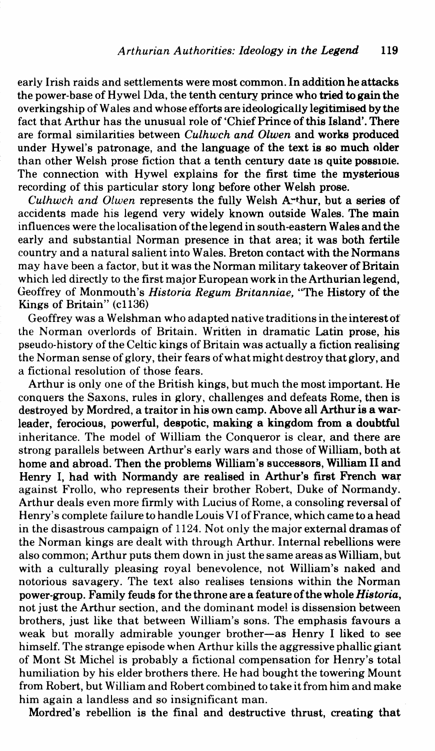early Irish raids and settlements were most common. In addition he attacks the power-base of Hywel Dda, the tenth century prince who tried to gain the overkingship of Wales and whose efforts are ideologically legitimised by the fact that Arthur has the unusual role of 'Chief Prince of this Island'. There are formal similarities between *Culhwch and Olwen* and works produced under Hywel's patronage, and the language of the text is so much older than other Welsh prose fiction that a tenth century date is quite possible. The connection with Hywel explains for the first time the mysterious recording of this particular story long before other Welsh prose.

*Culhwch and Olwen* represents the fully Welsh Arthur, but a series of accidents made his legend very widely known outside Wales. The main influences were the localisation of the legend in south-eastern Wales and the early and substantial Norman presence in that area; it was both fertile country and a natural salient into Wales. Breton contact with the Normans may have been a factor, but it was the Norman military takeover of Britain which led directly to the first major European work in the Arthurian legend, Geoffrey of Monmouth's *Historia Regum Britanniae*, "The History of the Kings of Britain" (c1136)

Geoffrey was a Welshman who adapted native traditions in the interest of the Norman overlords of Britain. Written in dramatic Latin prose, his pseudo-history of the Celtic kings of Britain was actually a fiction realising the Norman sense of glory, their fears of what might destroy that glory, and a fictional resolution of those fears.

Arthur is only one of the British kings, but much the most important. He conquers the Saxons, rules in glory, challenges and defeats Rome, then is destroyed by Mordred, a traitor in his own camp. Above all Arthur is a war-leader, ferocious, powerful, despotic, making a kingdom from a doubtful inheritance. The model of William the Conqueror is clear, and there are strong parallels between Arthur's early wars and those of William, both at home and abroad. Then the problems William's successors, William II and Henry I, had with Normandy are realised in Arthur's first French war against Frollo, who represents their brother Robert, Duke of Normandy. Arthur deals even more firmly with Lucius of Rome, a consoling reversal of Henry's complete failure to handle Louis VI of France, which came to a head in the disastrous campaign of 1124. Not only the major external dramas of the Norman kings are dealt with through Arthur. Internal rebellions were also common; Arthur puts them down in just the same areas as William, but with a culturally pleasing royal benevolence, not William's naked and notorious savagery. The text also realises tensions within the Norman power-group. Family feuds for the throne are a feature of the whole *Historia*, not just the Arthur section, and the dominant model is dissension between brothers, just like that between William's sons. The emphasis favours a weak but morally admirable younger brother—as Henry I liked to see himself. The strange episode when Arthur kills the aggressive phallic giant of Mont St Michel is probably a fictional compensation for Henry's total humiliation by his elder brothers there. He had bought the towering Mount from Robert, but William and Robert combined to take it from him and make him again a landless and so insignificant man.

Mordred's rebellion is the final and destructive thrust, creating that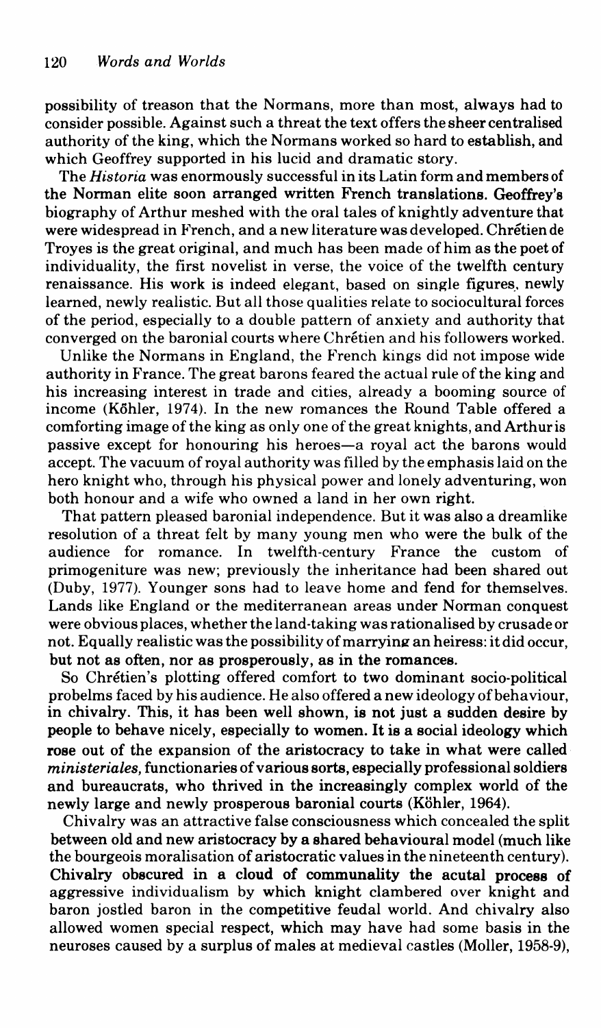possibility of treason that the Normans, more than most, always had to consider possible. Against such a threat the text offers the sheer centralised authority of the king, which the Normans worked so hard to establish, and which Geoffrey supported in his lucid and dramatic story.

The *Historia* was enormously successful in its Latin form and members of the Norman elite soon arranged written French translations. Geoffrey's biography of Arthur meshed with the oral tales of knightly adventure that were widespread in French, and a new literature was developed. Chrétien de Troyes is the great original, and much has been made of him as the poet of individuality, the first novelist in verse, the voice of the twelfth century renaissance. His work is indeed elegant, based on single figures, newly learned, newly realistic. But all those qualities relate to sociocultural forces of the period, especially to a double pattern of anxiety and authority that converged on the baronial courts where Chrétien and his followers worked.

Unlike the Normans in England, the French kings did not impose wide authority in France. The great barons feared the actual rule of the king and his increasing interest in trade and cities, already a booming source of income (Köhler, 1974). In the new romances the Round Table offered a comforting image of the king as only one of the great knights, and Arthur is passive except for honouring his heroes—a royal act the barons would accept. The vacuum of royal authority was filled by the emphasis laid on the hero knight who, through his physical power and lonely adventuring, won both honour and a wife who owned a land in her own right.

That pattern pleased baronial independence. But it was also a dreamlike resolution of a threat felt by many young men who were the bulk of the audience for romance. In twelfth-century France the custom of primogeniture was new; previously the inheritance had been shared out (Duby, 1977). Younger sons had to leave home and fend for themselves. Lands like England or the mediterranean areas under Norman conquest were obvious places, whether the land-taking was rationalised by crusade or not. Equally realistic was the possibility of marrying an heiress: it did occur, but not as often, nor as prosperously, as in the romances.

So Chrétien's plotting offered comfort to two dominant socio-political probelms faced by his audience. He also offered a new ideology of behaviour, in chivalry. This, it has been well shown, is not just a sudden desire by people to behave nicely, especially to women. It is a social ideology which rose out of the expansion of the aristocracy to take in what were called *ministeriales*, functionaries of various sorts, especially professional soldiers and bureaucrats, who thrived in the increasingly complex world of the newly large and newly prosperous baronial courts (Köhler, 1964).

Chivalry was an attractive false consciousness which concealed the split between old and new aristocracy by a shared behavioural model (much like the bourgeois moralisation of aristocratic values in the nineteenth century). Chivalry obscured in a cloud of communality the acutal process of aggressive individualism by which knight clambered over knight and baron jostled baron in the competitive feudal world. And chivalry also allowed women special respect, which may have had some basis in the neuroses caused by a surplus of males at medieval castles (Moller, 1958-9),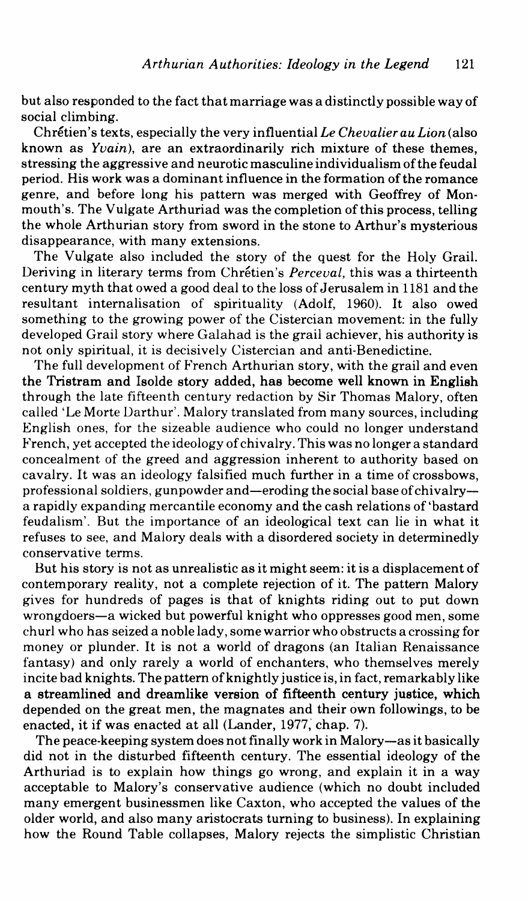but also responded to the fact that marriage was a distinctly possible way of social climbing.

Chrétien's texts, especially the very influential *Le Chevalier au Lion* (also known as *Yvain*), are an extraordinarily rich mixture of these themes, stressing the aggressive and neurotic masculine individualism of the feudal period. His work was a dominant influence in the formation of the romance genre, and before long his pattern was merged with Geoffrey of Monmouth's. The Vulgate Arthuriad was the completion of this process, telling the whole Arthurian story from sword in the stone to Arthur's mysterious disappearance, with many extensions.

The Vulgate also included the story of the quest for the Holy Grail. Deriving in literary terms from Chrétien's *Perceval*, this was a thirteenth century myth that owed a good deal to the loss of Jerusalem in 1181 and the resultant internalisation of spirituality (Adolf, 1960). It also owed something to the growing power of the Cistercian movement: in the fully developed Grail story where Galahad is the grail achiever, his authority is not only spiritual, it is decisively Cistercian and anti-Benedictine.

The full development of French Arthurian story, with the grail and even the Tristram and Isolde story added, has become well known in English through the late fifteenth century redaction by Sir Thomas Malory, often called 'Le Morte Darthur'. Malory translated from many sources, including English ones, for the sizeable audience who could no longer understand French, yet accepted the ideology of chivalry. This was no longer a standard concealment of the greed and aggression inherent to authority based on cavalry. It was an ideology falsified much further in a time of crossbows, professional soldiers, gunpowder and—eroding the social base of chivalry—a rapidly expanding mercantile economy and the cash relations of 'bastard feudalism'. But the importance of an ideological text can lie in what it refuses to see, and Malory deals with a disordered society in determinedly conservative terms.

But his story is not as unrealistic as it might seem: it is a displacement of contemporary reality, not a complete rejection of it. The pattern Malory gives for hundreds of pages is that of knights riding out to put down wrongdoers—a wicked but powerful knight who oppresses good men, some churl who has seized a noble lady, some warrior who obstructs a crossing for money or plunder. It is not a world of dragons (an Italian Renaissance fantasy) and only rarely a world of enchanters, who themselves merely incite bad knights. The pattern of knightly justice is, in fact, remarkably like a streamlined and dreamlike version of fifteenth century justice, which depended on the great men, the magnates and their own followings, to be enacted, it if was enacted at all (Lander, 1977, chap. 7).

The peace-keeping system does not finally work in Malory—as it basically did not in the disturbed fifteenth century. The essential ideology of the Arthuriad is to explain how things go wrong, and explain it in a way acceptable to Malory's conservative audience (which no doubt included many emergent businessmen like Caxton, who accepted the values of the older world, and also many aristocrats turning to business). In explaining how the Round Table collapses, Malory rejects the simplistic Christian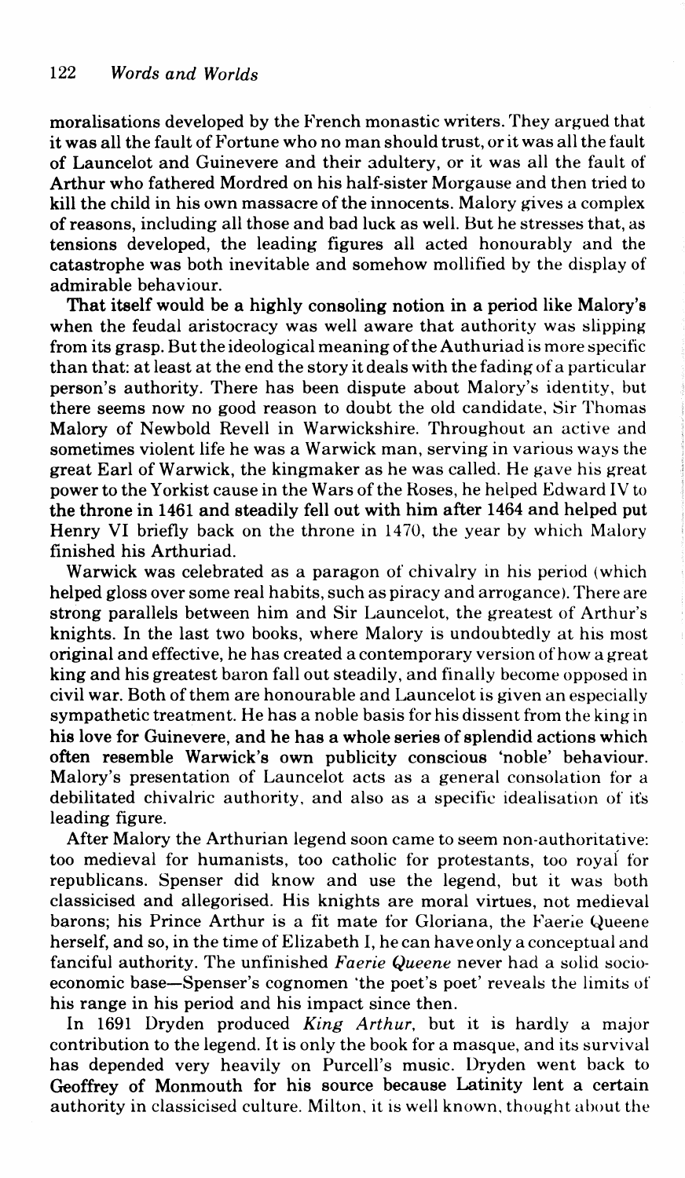moralisations developed by the French monastic writers. They argued that it was all the fault of Fortune who no man should trust, or it was all the fault of Launcelot and Guinevere and their adultery, or it was all the fault of Arthur who fathered Mordred on his half-sister Morgause and then tried to kill the child in his own massacre of the innocents. Malory gives a complex of reasons, including all those and bad luck as well. But he stresses that, as tensions developed, the leading figures all acted honourably and the catastrophe was both inevitable and somehow mollified by the display of admirable behaviour.

That itself would be a highly consoling notion in a period like Malory's when the feudal aristocracy was well aware that authority was slipping from its grasp. But the ideological meaning of the Authuriad is more specific than that: at least at the end the story it deals with the fading of a particular person's authority. There has been dispute about Malory's identity, but there seems now no good reason to doubt the old candidate, Sir Thomas Malory of Newbold Revell in Warwickshire. Throughout an active and sometimes violent life he was a Warwick man, serving in various ways the great Earl of Warwick, the kingmaker as he was called. He gave his great power to the Yorkist cause in the Wars of the Roses, he helped Edward IV to the throne in 1461 and steadily fell out with him after 1464 and helped put Henry VI briefly back on the throne in 1470, the year by which Malory finished his Arthuriad.

Warwick was celebrated as a paragon of chivalry in his period (which helped gloss over some real habits, such as piracy and arrogance). There are strong parallels between him and Sir Launcelot, the greatest of Arthur's knights. In the last two books, where Malory is undoubtedly at his most original and effective, he has created a contemporary version of how a great king and his greatest baron fall out steadily, and finally become opposed in civil war. Both of them are honourable and Launcelot is given an especially sympathetic treatment. He has a noble basis for his dissent from the king in his love for Guinevere, and he has a whole series of splendid actions which often resemble Warwick's own publicity conscious 'noble' behaviour. Malory's presentation of Launcelot acts as a general consolation for a debilitated chivalric authority, and also as a specific idealisation of its leading figure.

After Malory the Arthurian legend soon came to seem non-authoritative: too medieval for humanists, too catholic for protestants, too royal for republicans. Spenser did know and use the legend, but it was both classicised and allegorised. His knights are moral virtues, not medieval barons; his Prince Arthur is a fit mate for Gloriana, the Faerie Queene herself, and so, in the time of Elizabeth I, he can have only a conceptual and fanciful authority. The unfinished *Faerie Queene* never had a solid socio-economic base—Spenser's cognomen 'the poet's poet' reveals the limits of his range in his period and his impact since then.

In 1691 Dryden produced *King Arthur*, but it is hardly a major contribution to the legend. It is only the book for a masque, and its survival has depended very heavily on Purcell's music. Dryden went back to Geoffrey of Monmouth for his source because Latinity lent a certain authority in classicised culture. Milton, it is well known, thought about the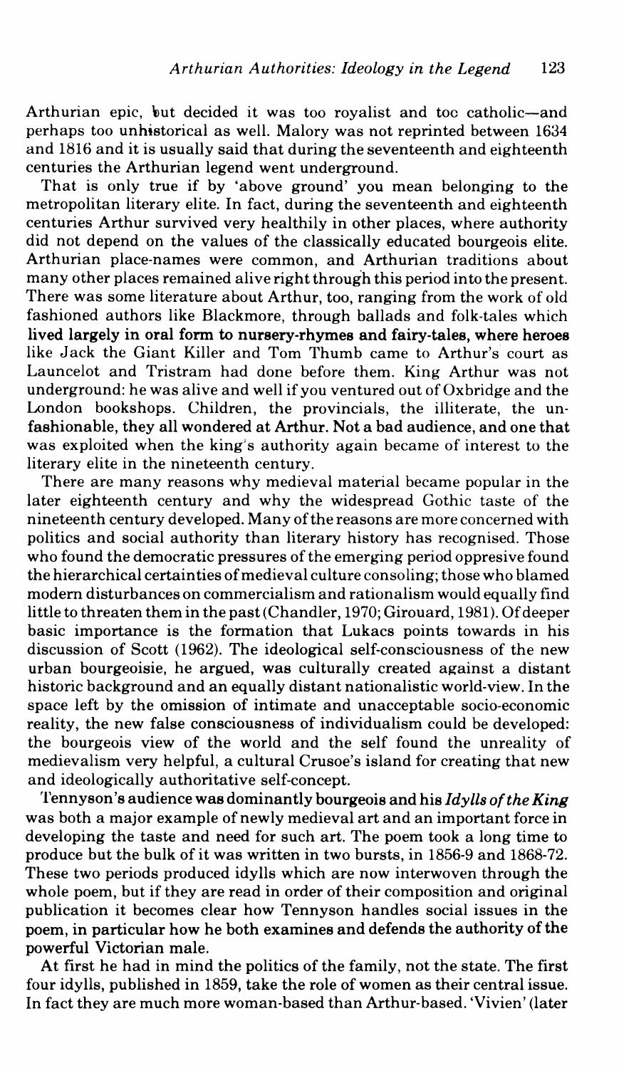Arthurian epic, but decided it was too royalist and too catholic—and perhaps too unhistorical as well. Malory was not reprinted between 1634 and 1816 and it is usually said that during the seventeenth and eighteenth centuries the Arthurian legend went underground.

That is only true if by 'above ground' you mean belonging to the metropolitan literary elite. In fact, during the seventeenth and eighteenth centuries Arthur survived very healthily in other places, where authority did not depend on the values of the classically educated bourgeois elite. Arthurian place-names were common, and Arthurian traditions about many other places remained alive right through this period into the present. There was some literature about Arthur, too, ranging from the work of old fashioned authors like Blackmore, through ballads and folk-tales which lived largely in oral form to nursery-rhymes and fairy-tales, where heroes like Jack the Giant Killer and Tom Thumb came to Arthur's court as Launcelot and Tristram had done before them. King Arthur was not underground: he was alive and well if you ventured out of Oxbridge and the London bookshops. Children, the provincials, the illiterate, the unfashionable, they all wondered at Arthur. Not a bad audience, and one that was exploited when the king's authority again became of interest to the literary elite in the nineteenth century.

There are many reasons why medieval material became popular in the later eighteenth century and why the widespread Gothic taste of the nineteenth century developed. Many of the reasons are more concerned with politics and social authority than literary history has recognised. Those who found the democratic pressures of the emerging period oppresive found the hierarchical certainties of medieval culture consoling; those who blamed modern disturbances on commercialism and rationalism would equally find little to threaten them in the past (Chandler, 1970; Girouard, 1981). Of deeper basic importance is the formation that Lukacs points towards in his discussion of Scott (1962). The ideological self-consciousness of the new urban bourgeoisie, he argued, was culturally created against a distant historic background and an equally distant nationalistic world-view. In the space left by the omission of intimate and unacceptable socio-economic reality, the new false consciousness of individualism could be developed: the bourgeois view of the world and the self found the unreality of medievalism very helpful, a cultural Crusoe's island for creating that new and ideologically authoritative self-concept.

Tennyson's audience was dominantly bourgeois and his *Idylls of the King* was both a major example of newly medieval art and an important force in developing the taste and need for such art. The poem took a long time to produce but the bulk of it was written in two bursts, in 1856-9 and 1868-72. These two periods produced idylls which are now interwoven through the whole poem, but if they are read in order of their composition and original publication it becomes clear how Tennyson handles social issues in the poem, in particular how he both examines and defends the authority of the powerful Victorian male.

At first he had in mind the politics of the family, not the state. The first four idylls, published in 1859, take the role of women as their central issue. In fact they are much more woman-based than Arthur-based. 'Vivien' (later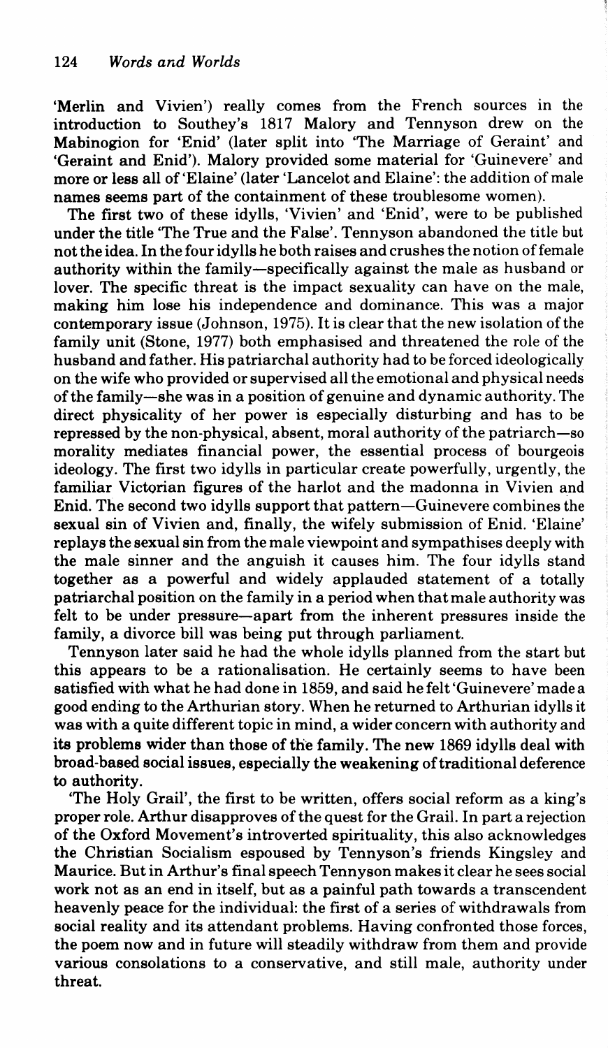'Merlin and Vivien') really comes from the French sources in the introduction to Southey's 1817 Malory and Tennyson drew on the Mabinogion for 'Enid' (later split into 'The Marriage of Geraint' and 'Geraint and Enid'). Malory provided some material for 'Guinevere' and more or less all of 'Elaine' (later 'Lancelot and Elaine': the addition of male names seems part of the containment of these troublesome women).

The first two of these idylls, 'Vivien' and 'Enid', were to be published under the title 'The True and the False'. Tennyson abandoned the title but not the idea. In the four idylls he both raises and crushes the notion of female authority within the family—specifically against the male as husband or lover. The specific threat is the impact sexuality can have on the male, making him lose his independence and dominance. This was a major contemporary issue (Johnson, 1975). It is clear that the new isolation of the family unit (Stone, 1977) both emphasised and threatened the role of the husband and father. His patriarchal authority had to be forced ideologically on the wife who provided or supervised all the emotional and physical needs of the family—she was in a position of genuine and dynamic authority. The direct physicality of her power is especially disturbing and has to be repressed by the non-physical, absent, moral authority of the patriarch—so morality mediates financial power, the essential process of bourgeois ideology. The first two idylls in particular create powerfully, urgently, the familiar Victorian figures of the harlot and the madonna in Vivien and Enid. The second two idylls support that pattern—Guinevere combines the sexual sin of Vivien and, finally, the wifely submission of Enid. 'Elaine' replays the sexual sin from the male viewpoint and sympathises deeply with the male sinner and the anguish it causes him. The four idylls stand together as a powerful and widely applauded statement of a totally patriarchal position on the family in a period when that male authority was felt to be under pressure—apart from the inherent pressures inside the family, a divorce bill was being put through parliament.

Tennyson later said he had the whole idylls planned from the start but this appears to be a rationalisation. He certainly seems to have been satisfied with what he had done in 1859, and said he felt 'Guinevere' made a good ending to the Arthurian story. When he returned to Arthurian idylls it was with a quite different topic in mind, a wider concern with authority and its problems wider than those of the family. The new 1869 idylls deal with broad-based social issues, especially the weakening of traditional deference to authority.

'The Holy Grail', the first to be written, offers social reform as a king's proper role. Arthur disapproves of the quest for the Grail. In part a rejection of the Oxford Movement's introverted spirituality, this also acknowledges the Christian Socialism espoused by Tennyson's friends Kingsley and Maurice. But in Arthur's final speech Tennyson makes it clear he sees social work not as an end in itself, but as a painful path towards a transcendent heavenly peace for the individual: the first of a series of withdrawals from social reality and its attendant problems. Having confronted those forces, the poem now and in future will steadily withdraw from them and provide various consolations to a conservative, and still male, authority under threat.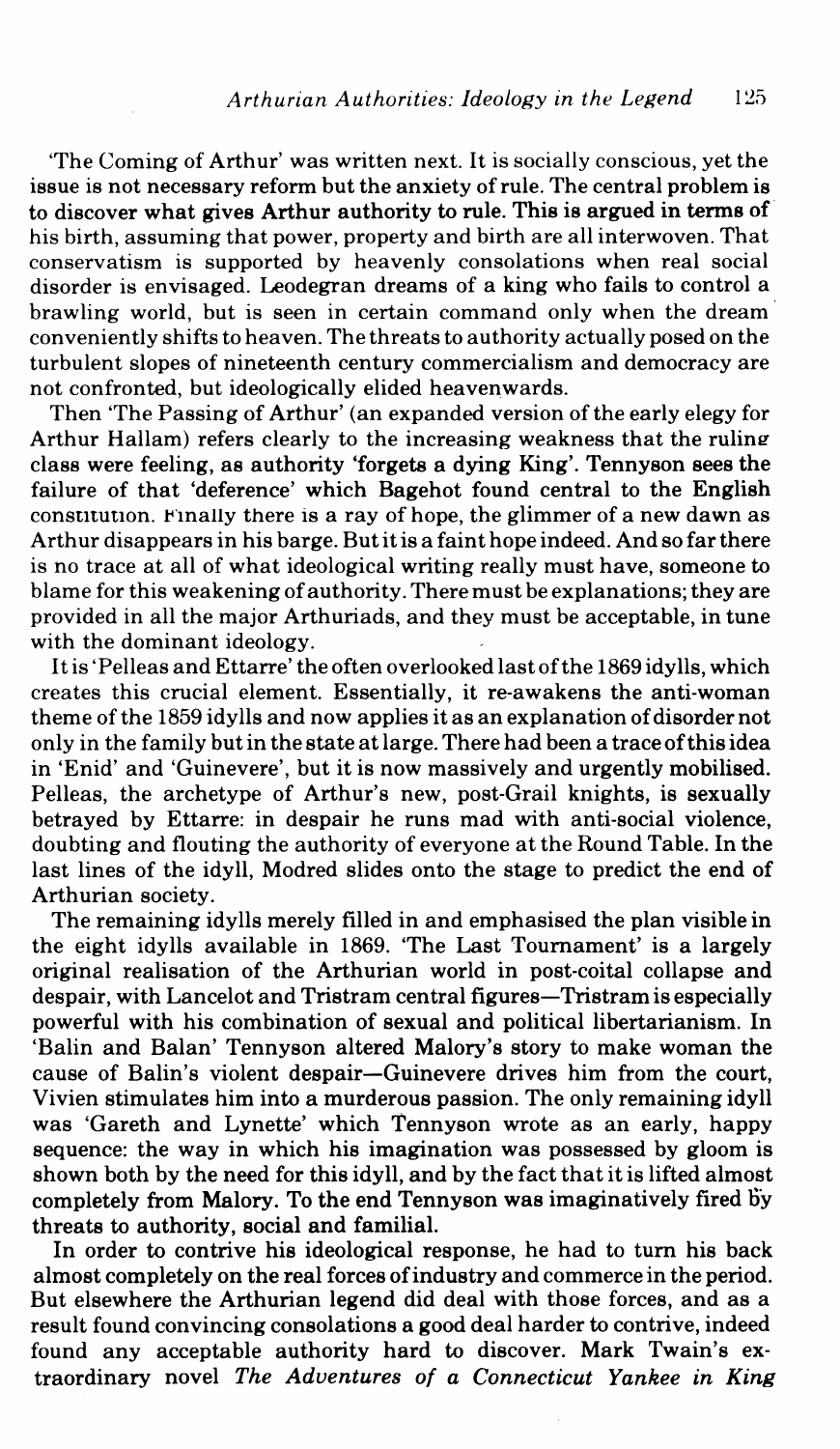'The Coming of Arthur' was written next. It is socially conscious, yet the issue is not necessary reform but the anxiety of rule. The central problem is to discover what gives Arthur authority to rule. This is argued in terms of his birth, assuming that power, property and birth are all interwoven. That conservatism is supported by heavenly consolations when real social disorder is envisaged. Leodegran dreams of a king who fails to control a brawling world, but is seen in certain command only when the dream conveniently shifts to heaven. The threats to authority actually posed on the turbulent slopes of nineteenth century commercialism and democracy are not confronted, but ideologically elided heavenwards.

Then 'The Passing of Arthur' (an expanded version of the early elegy for Arthur Hallam) refers clearly to the increasing weakness that the ruling class were feeling, as authority 'forgets a dying King'. Tennyson sees the failure of that 'deference' which Bagehot found central to the English constitution. Finally there is a ray of hope, the glimmer of a new dawn as Arthur disappears in his barge. But it is a faint hope indeed. And so far there is no trace at all of what ideological writing really must have, someone to blame for this weakening of authority. There must be explanations; they are provided in all the major Arthuriads, and they must be acceptable, in tune with the dominant ideology.

It is 'Pelleas and Ettarre' the often overlooked last of the 1869 idylls, which creates this crucial element. Essentially, it re-awakens the anti-woman theme of the 1859 idylls and now applies it as an explanation of disorder not only in the family but in the state at large. There had been a trace of this idea in 'Enid' and 'Guinevere', but it is now massively and urgently mobilised. Pelleas, the archetype of Arthur's new, post-Grail knights, is sexually betrayed by Ettarre: in despair he runs mad with anti-social violence, doubting and flouting the authority of everyone at the Round Table. In the last lines of the idyll, Modred slides onto the stage to predict the end of Arthurian society.

The remaining idylls merely filled in and emphasised the plan visible in the eight idylls available in 1869. 'The Last Tournament' is a largely original realisation of the Arthurian world in post-coital collapse and despair, with Lancelot and Tristram central figures—Tristram is especially powerful with his combination of sexual and political libertarianism. In 'Balin and Balan' Tennyson altered Malory's story to make woman the cause of Balin's violent despair—Guinevere drives him from the court, Vivien stimulates him into a murderous passion. The only remaining idyll was 'Gareth and Lynette' which Tennyson wrote as an early, happy sequence: the way in which his imagination was possessed by gloom is shown both by the need for this idyll, and by the fact that it is lifted almost completely from Malory. To the end Tennyson was imaginatively fired by threats to authority, social and familial.

In order to contrive his ideological response, he had to turn his back almost completely on the real forces of industry and commerce in the period. But elsewhere the Arthurian legend did deal with those forces, and as a result found convincing consolations a good deal harder to contrive, indeed found any acceptable authority hard to discover. Mark Twain's extraordinary novel *The Adventures of a Connecticut Yankee in King*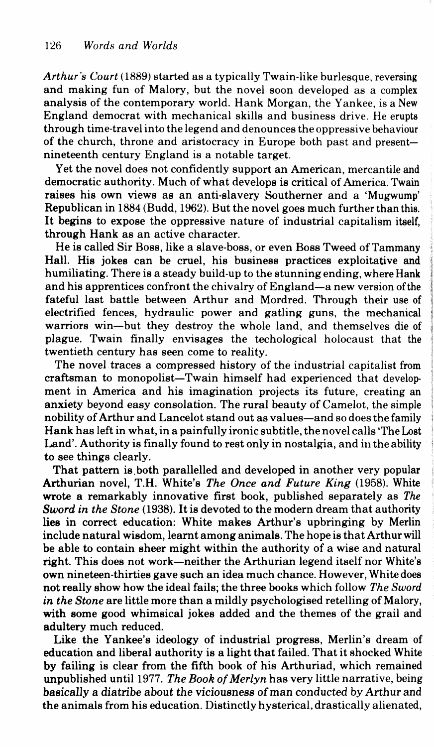*Arthur's Court* (1889) started as a typically Twain-like burlesque, reversing and making fun of Malory, but the novel soon developed as a complex analysis of the contemporary world. Hank Morgan, the Yankee, is a New England democrat with mechanical skills and business drive. He erupts through time-travel into the legend and denounces the oppressive behaviour of the church, throne and aristocracy in Europe both past and present—nineteenth century England is a notable target.

Yet the novel does not confidently support an American, mercantile and democratic authority. Much of what develops is critical of America. Twain raises his own views as an anti-slavery Southerner and a 'Mugwump' Republican in 1884 (Budd, 1962). But the novel goes much further than this. It begins to expose the oppressive nature of industrial capitalism itself, through Hank as an active character.

He is called Sir Boss, like a slave-boss, or even Boss Tweed of Tammany Hall. His jokes can be cruel, his business practices exploitative and humiliating. There is a steady build-up to the stunning ending, where Hank and his apprentices confront the chivalry of England—a new version of the fateful last battle between Arthur and Mordred. Through their use of electrified fences, hydraulic power and gatling guns, the mechanical warriors win—but they destroy the whole land, and themselves die of plague. Twain finally envisages the techological holocaust that the twentieth century has seen come to reality.

The novel traces a compressed history of the industrial capitalist from craftsman to monopolist—Twain himself had experienced that development in America and his imagination projects its future, creating an anxiety beyond easy consolation. The rural beauty of Camelot, the simple nobility of Arthur and Lancelot stand out as values—and so does the family Hank has left in what, in a painfully ironic subtitle, the novel calls 'The Lost Land'. Authority is finally found to rest only in nostalgia, and in the ability to see things clearly.

That pattern is both parallelled and developed in another very popular Arthurian novel, T.H. White's *The Once and Future King* (1958). White wrote a remarkably innovative first book, published separately as *The Sword in the Stone* (1938). It is devoted to the modern dream that authority lies in correct education: White makes Arthur's upbringing by Merlin include natural wisdom, learnt among animals. The hope is that Arthur will be able to contain sheer might within the authority of a wise and natural right. This does not work—neither the Arthurian legend itself nor White's own nineteen-thirties gave such an idea much chance. However, White does not really show how the ideal fails; the three books which follow *The Sword in the Stone* are little more than a mildly psychologised retelling of Malory, with some good whimsical jokes added and the themes of the grail and adultery much reduced.

Like the Yankee's ideology of industrial progress, Merlin's dream of education and liberal authority is a light that failed. That it shocked White by failing is clear from the fifth book of his Arthuriad, which remained unpublished until 1977. *The Book of Merlyn* has very little narrative, being basically a diatribe about the viciousness of man conducted by Arthur and the animals from his education. Distinctly hysterical, drastically alienated,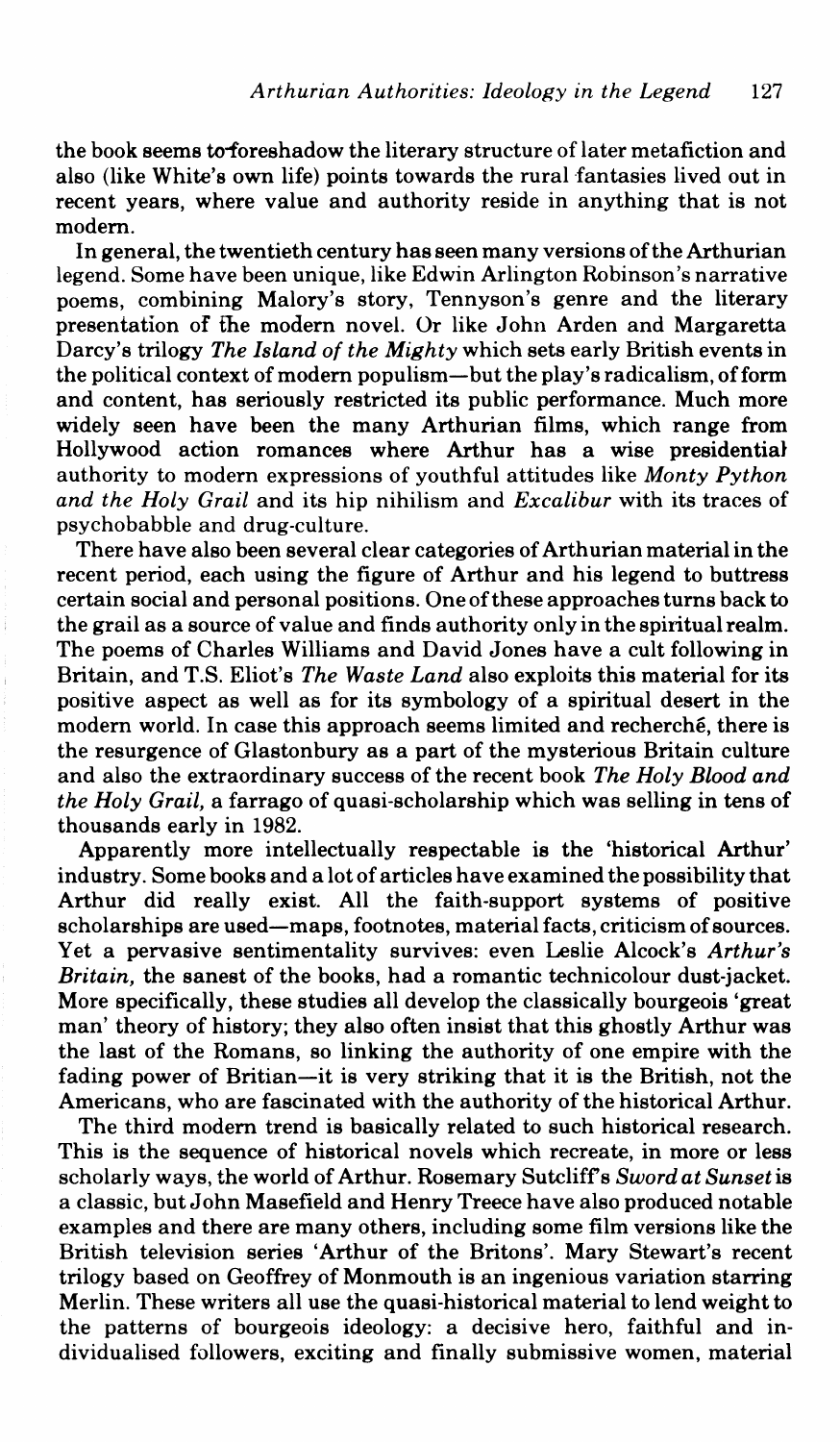the book seems to foreshadow the literary structure of later metafiction and also (like White's own life) points towards the rural fantasies lived out in recent years, where value and authority reside in anything that is not modern.

In general, the twentieth century has seen many versions of the Arthurian legend. Some have been unique, like Edwin Arlington Robinson's narrative poems, combining Malory's story, Tennyson's genre and the literary presentation of the modern novel. Or like John Arden and Margaretta Darcy's trilogy *The Island of the Mighty* which sets early British events in the political context of modern populism—but the play's radicalism, of form and content, has seriously restricted its public performance. Much more widely seen have been the many Arthurian films, which range from Hollywood action romances where Arthur has a wise presidential authority to modern expressions of youthful attitudes like *Monty Python and the Holy Grail* and its hip nihilism and *Excalibur* with its traces of psychobabble and drug-culture.

There have also been several clear categories of Arthurian material in the recent period, each using the figure of Arthur and his legend to buttress certain social and personal positions. One of these approaches turns back to the grail as a source of value and finds authority only in the spiritual realm. The poems of Charles Williams and David Jones have a cult following in Britain, and T.S. Eliot's *The Waste Land* also exploits this material for its positive aspect as well as for its symbology of a spiritual desert in the modern world. In case this approach seems limited and recherché, there is the resurgence of Glastonbury as a part of the mysterious Britain culture and also the extraordinary success of the recent book *The Holy Blood and the Holy Grail,* a farrago of quasi-scholarship which was selling in tens of thousands early in 1982.

Apparently more intellectually respectable is the 'historical Arthur' industry. Some books and a lot of articles have examined the possibility that Arthur did really exist. All the faith-support systems of positive scholarships are used—maps, footnotes, material facts, criticism of sources. Yet a pervasive sentimentality survives: even Leslie Alcock's *Arthur's Britain,* the sanest of the books, had a romantic technicolour dust-jacket. More specifically, these studies all develop the classically bourgeois 'great man' theory of history; they also often insist that this ghostly Arthur was the last of the Romans, so linking the authority of one empire with the fading power of Britian—it is very striking that it is the British, not the Americans, who are fascinated with the authority of the historical Arthur.

The third modern trend is basically related to such historical research. This is the sequence of historical novels which recreate, in more or less scholarly ways, the world of Arthur. Rosemary Sutcliff's *Sword at Sunset* is a classic, but John Masefield and Henry Treece have also produced notable examples and there are many others, including some film versions like the British television series 'Arthur of the Britons'. Mary Stewart's recent trilogy based on Geoffrey of Monmouth is an ingenious variation starring Merlin. These writers all use the quasi-historical material to lend weight to the patterns of bourgeois ideology: a decisive hero, faithful and individualised followers, exciting and finally submissive women, material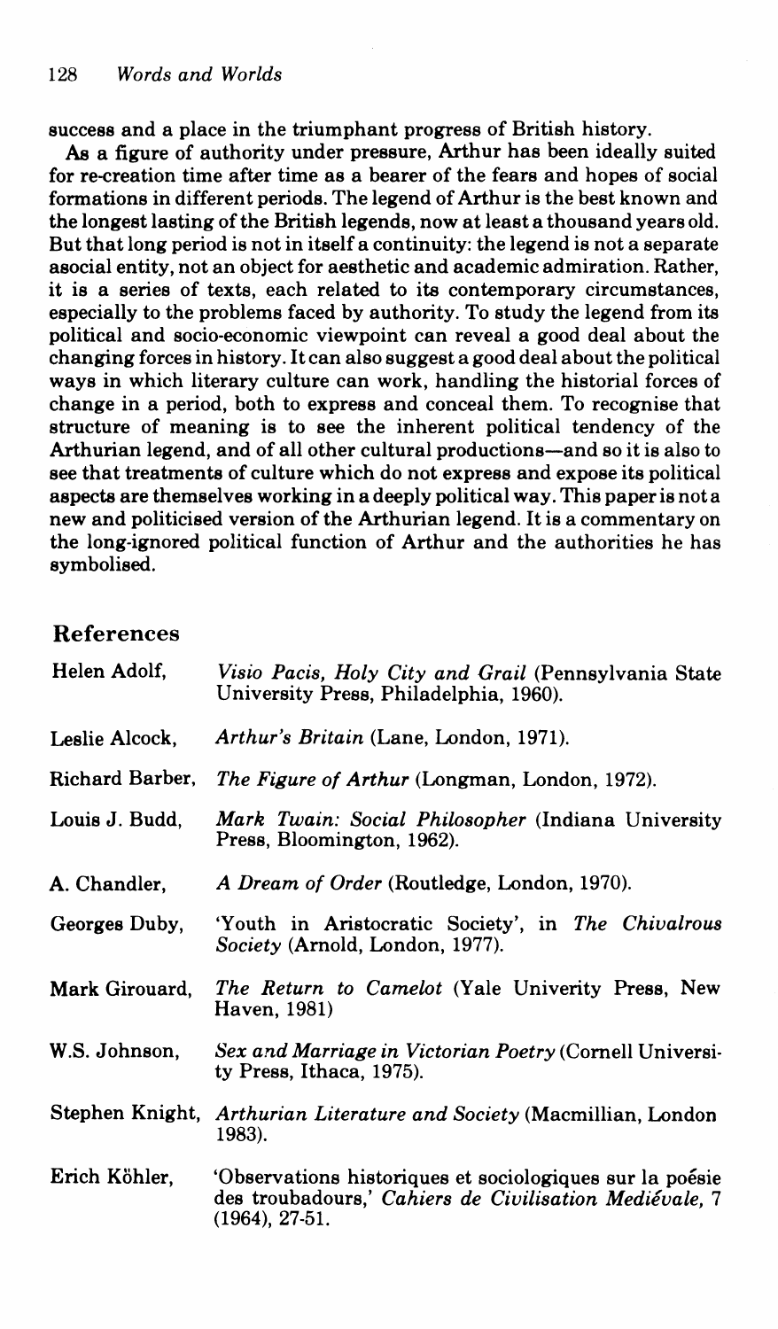success and a place in the triumphant progress of British history.

As a figure of authority under pressure, Arthur has been ideally suited for re-creation time after time as a bearer of the fears and hopes of social formations in different periods. The legend of Arthur is the best known and the longest lasting of the British legends, now at least a thousand years old. But that long period is not in itself a continuity: the legend is not a separate asocial entity, not an object for aesthetic and academic admiration. Rather, it is a series of texts, each related to its contemporary circumstances, especially to the problems faced by authority. To study the legend from its political and socio-economic viewpoint can reveal a good deal about the changing forces in history. It can also suggest a good deal about the political ways in which literary culture can work, handling the historial forces of change in a period, both to express and conceal them. To recognise that structure of meaning is to see the inherent political tendency of the Arthurian legend, and of all other cultural productions—and so it is also to see that treatments of culture which do not express and expose its political aspects are themselves working in a deeply political way. This paper is not a new and politicised version of the Arthurian legend. It is a commentary on the long-ignored political function of Arthur and the authorities he has symbolised.

## References

Helen Adolf, *Visio Pacis, Holy City and Grail* (Pennsylvania State University Press, Philadelphia, 1960).

Leslie Alcock, *Arthur's Britain* (Lane, London, 1971).

Richard Barber, *The Figure of Arthur* (Longman, London, 1972).

Louis J. Budd, *Mark Twain: Social Philosopher* (Indiana University Press, Bloomington, 1962).

A. Chandler, *A Dream of Order* (Routledge, London, 1970).

Georges Duby, 'Youth in Aristocratic Society', in *The Chivalrous Society* (Arnold, London, 1977).

Mark Girouard, *The Return to Camelot* (Yale Univerity Press, New Haven, 1981)

W.S. Johnson, *Sex and Marriage in Victorian Poetry* (Cornell University Press, Ithaca, 1975).

Stephen Knight, *Arthurian Literature and Society* (Macmillian, London 1983).

Erich Köhler, 'Observations historiques et sociologiques sur la poésie des troubadours,' *Cahiers de Civilisation Mediévale*, 7 (1964), 27-51.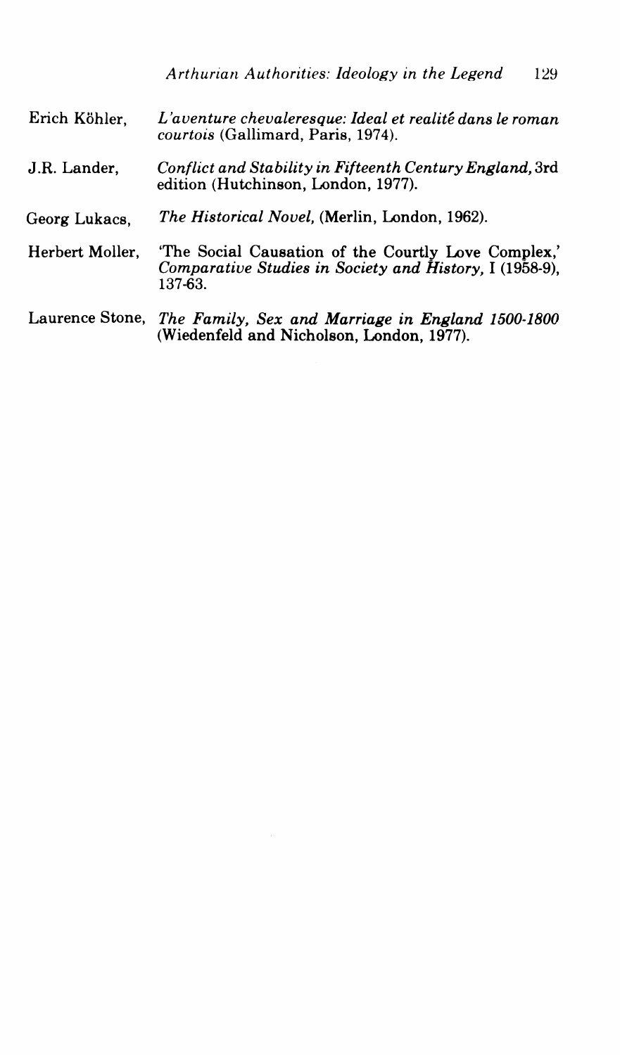Erich Köhler, *L'aventure chevaleresque: Ideal et realité dans le roman courtois* (Gallimard, Paris, 1974).

J.R. Lander, *Conflict and Stability in Fifteenth Century England,* 3rd edition (Hutchinson, London, 1977).

Georg Lukacs, *The Historical Novel,* (Merlin, London, 1962).

Herbert Moller, 'The Social Causation of the Courtly Love Complex,' *Comparative Studies in Society and History,* I (1958-9), 137-63.

Laurence Stone, *The Family, Sex and Marriage in England 1500-1800* (Wiedenfeld and Nicholson, London, 1977).